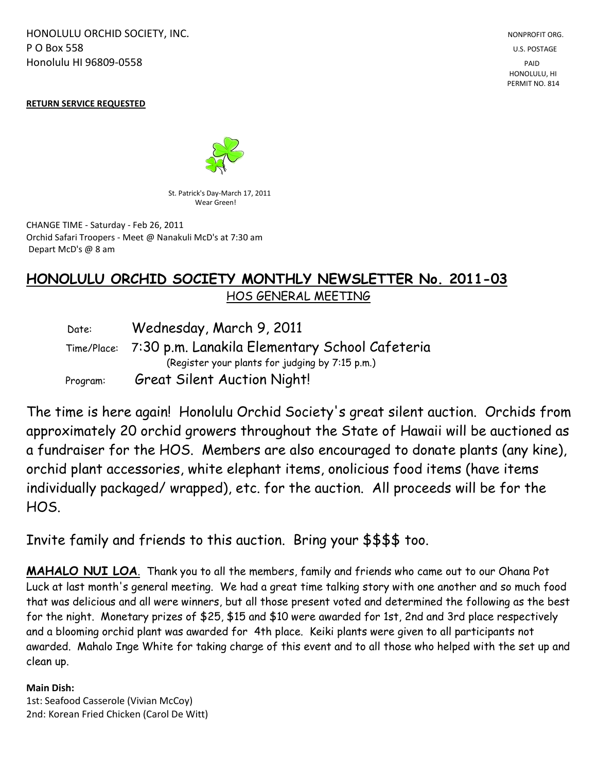HONOLULU ORCHID SOCIETY, INC.
P O Box 558
Honolulu HI 96809-0558

NONPROFIT ORG.
U.S. POSTAGE
PAID
HONOLULU, HI
PERMIT NO. 814

**RETURN SERVICE REQUESTED**

St. Patrick's Day-March 17, 2011
Wear Green!

CHANGE TIME - Saturday - Feb 26, 2011
Orchid Safari Troopers - Meet @ Nanakuli McD's at 7:30 am
Depart McD's @ 8 am

# HONOLULU ORCHID SOCIETY MONTHLY NEWSLETTER No. 2011-03

## HOS GENERAL MEETING

Date: Wednesday, March 9, 2011

Time/Place: 7:30 p.m. Lanakila Elementary School Cafeteria
(Register your plants for judging by 7:15 p.m.)

Program: Great Silent Auction Night!

The time is here again! Honolulu Orchid Society's great silent auction. Orchids from approximately 20 orchid growers throughout the State of Hawaii will be auctioned as a fundraiser for the HOS. Members are also encouraged to donate plants (any kine), orchid plant accessories, white elephant items, onolicious food items (have items individually packaged/ wrapped), etc. for the auction. All proceeds will be for the HOS.

Invite family and friends to this auction. Bring your $$$$ too.

**MAHALO NUI LOA**. Thank you to all the members, family and friends who came out to our Ohana Pot Luck at last month's general meeting. We had a great time talking story with one another and so much food that was delicious and all were winners, but all those present voted and determined the following as the best for the night. Monetary prizes of $25, $15 and $10 were awarded for 1st, 2nd and 3rd place respectively and a blooming orchid plant was awarded for 4th place. Keiki plants were given to all participants not awarded. Mahalo Inge White for taking charge of this event and to all those who helped with the set up and clean up.

**Main Dish:**
1st: Seafood Casserole (Vivian McCoy)
2nd: Korean Fried Chicken (Carol De Witt)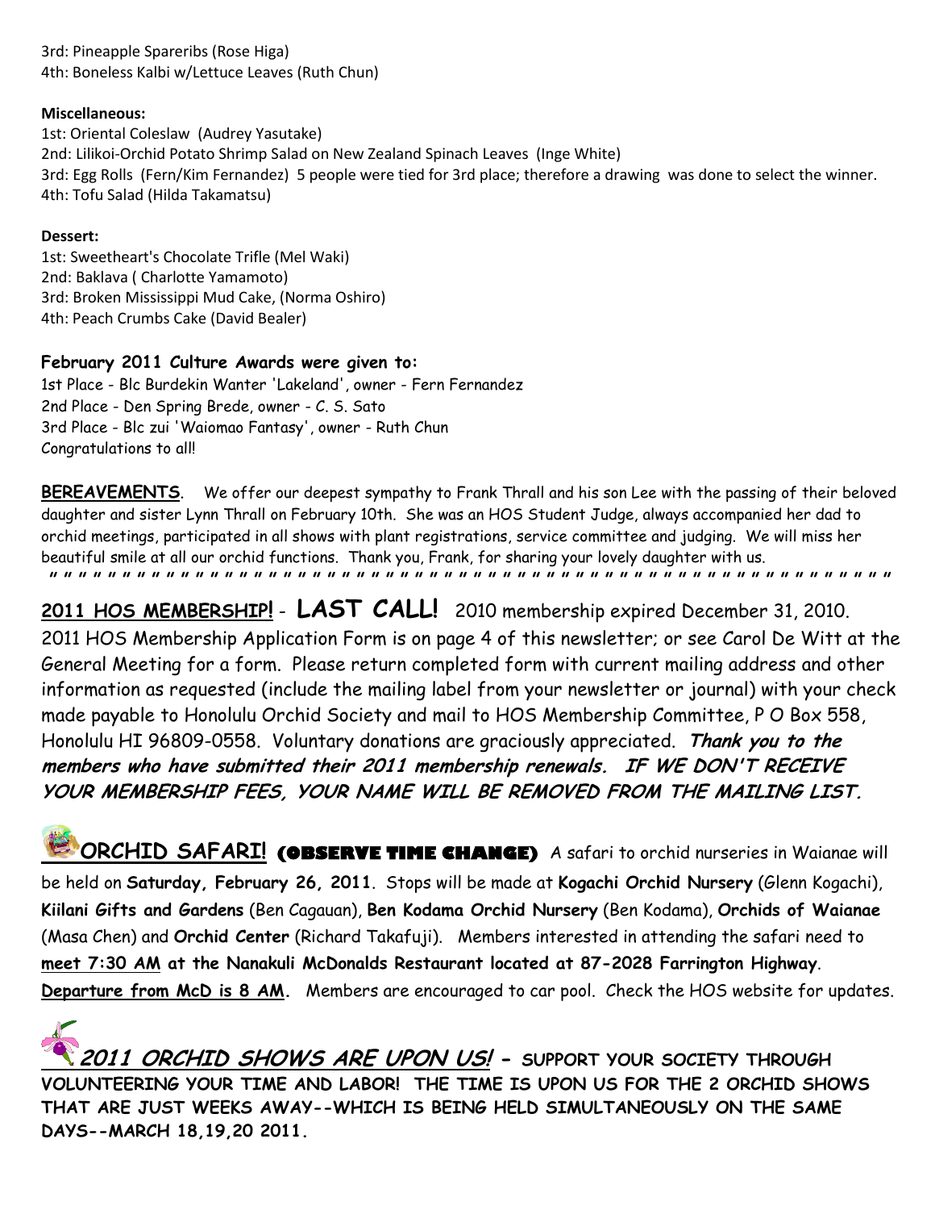3rd: Pineapple Spareribs (Rose Higa)
4th: Boneless Kalbi w/Lettuce Leaves (Ruth Chun)

**Miscellaneous:**
1st: Oriental Coleslaw (Audrey Yasutake)
2nd: Lilikoi-Orchid Potato Shrimp Salad on New Zealand Spinach Leaves (Inge White)
3rd: Egg Rolls (Fern/Kim Fernandez) 5 people were tied for 3rd place; therefore a drawing was done to select the winner.
4th: Tofu Salad (Hilda Takamatsu)

**Dessert:**
1st: Sweetheart's Chocolate Trifle (Mel Waki)
2nd: Baklava ( Charlotte Yamamoto)
3rd: Broken Mississippi Mud Cake, (Norma Oshiro)
4th: Peach Crumbs Cake (David Bealer)

**February 2011 Culture Awards were given to:**
1st Place - Blc Burdekin Wanter 'Lakeland', owner - Fern Fernandez
2nd Place - Den Spring Brede, owner - C. S. Sato
3rd Place - Blc zui 'Waiomao Fantasy', owner - Ruth Chun
Congratulations to all!

**BEREAVEMENTS**. We offer our deepest sympathy to Frank Thrall and his son Lee with the passing of their beloved daughter and sister Lynn Thrall on February 10th. She was an HOS Student Judge, always accompanied her dad to orchid meetings, participated in all shows with plant registrations, service committee and judging. We will miss her beautiful smile at all our orchid functions. Thank you, Frank, for sharing your lovely daughter with us.

**2011 HOS MEMBERSHIP!** - **LAST CALL!** 2010 membership expired December 31, 2010. 2011 HOS Membership Application Form is on page 4 of this newsletter; or see Carol De Witt at the General Meeting for a form. Please return completed form with current mailing address and other information as requested (include the mailing label from your newsletter or journal) with your check made payable to Honolulu Orchid Society and mail to HOS Membership Committee, P O Box 558, Honolulu HI 96809-0558. Voluntary donations are graciously appreciated. ***Thank you to the members who have submitted their 2011 membership renewals. IF WE DON'T RECEIVE YOUR MEMBERSHIP FEES, YOUR NAME WILL BE REMOVED FROM THE MAILING LIST.***

**ORCHID SAFARI!** **(OBSERVE TIME CHANGE)** A safari to orchid nurseries in Waianae will be held on **Saturday, February 26, 2011**. Stops will be made at **Kogachi Orchid Nursery** (Glenn Kogachi), **Kiilani Gifts and Gardens** (Ben Cagauan), **Ben Kodama Orchid Nursery** (Ben Kodama), **Orchids of Waianae** (Masa Chen) and **Orchid Center** (Richard Takafuji). Members interested in attending the safari need to **meet 7:30 AM at the Nanakuli McDonalds Restaurant located at 87-2028 Farrington Highway**. **Departure from McD is 8 AM.** Members are encouraged to car pool. Check the HOS website for updates.

***2011 ORCHID SHOWS ARE UPON US!*** - **SUPPORT YOUR SOCIETY THROUGH VOLUNTEERING YOUR TIME AND LABOR! THE TIME IS UPON US FOR THE 2 ORCHID SHOWS THAT ARE JUST WEEKS AWAY--WHICH IS BEING HELD SIMULTANEOUSLY ON THE SAME DAYS--MARCH 18,19,20 2011.**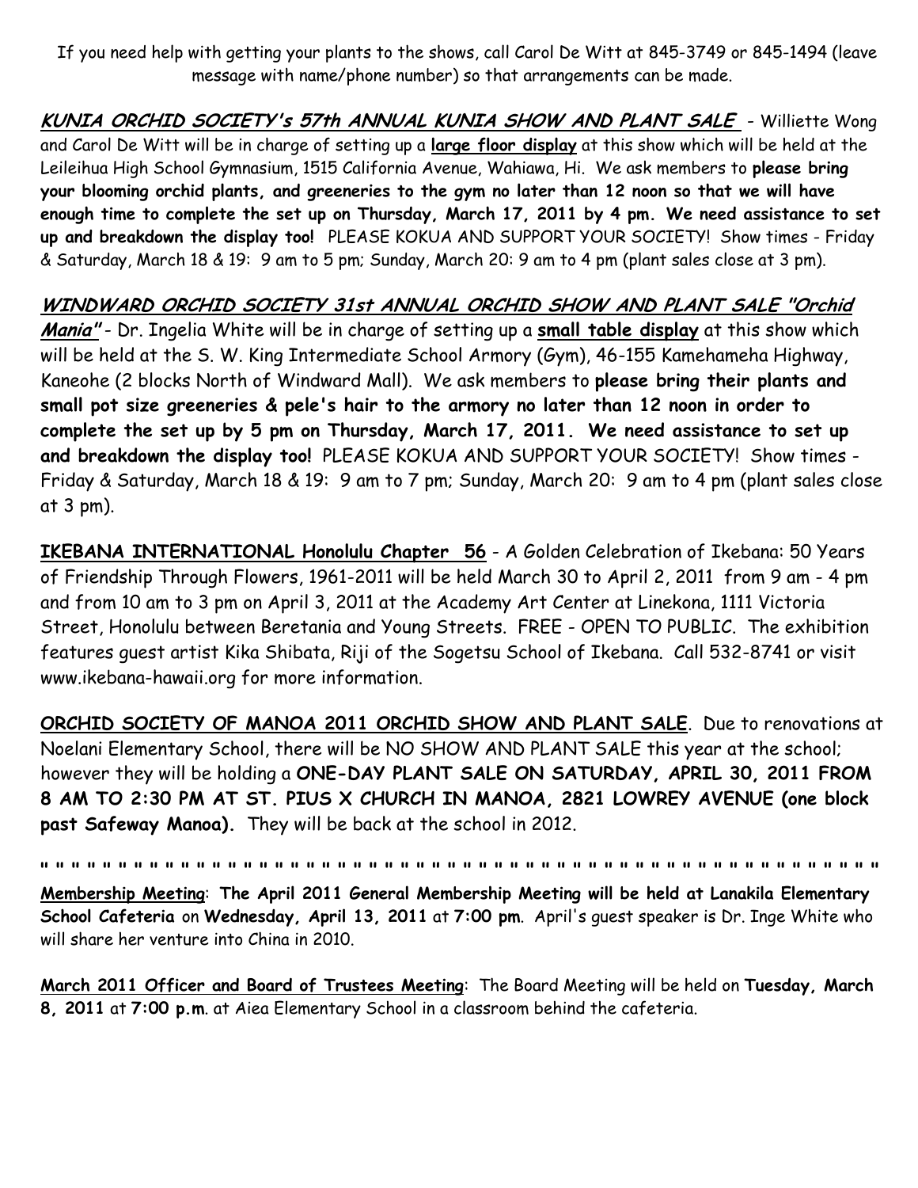If you need help with getting your plants to the shows, call Carol De Witt at 845-3749 or 845-1494 (leave message with name/phone number) so that arrangements can be made.

***KUNIA ORCHID SOCIETY's 57th ANNUAL KUNIA SHOW AND PLANT SALE*** - Williette Wong and Carol De Witt will be in charge of setting up a **large floor display** at this show which will be held at the Leileihua High School Gymnasium, 1515 California Avenue, Wahiawa, Hi. We ask members to **please bring your blooming orchid plants, and greeneries to the gym no later than 12 noon so that we will have enough time to complete the set up on Thursday, March 17, 2011 by 4 pm. We need assistance to set up and breakdown the display too!** PLEASE KOKUA AND SUPPORT YOUR SOCIETY! Show times - Friday & Saturday, March 18 & 19: 9 am to 5 pm; Sunday, March 20: 9 am to 4 pm (plant sales close at 3 pm).

***WINDWARD ORCHID SOCIETY 31st ANNUAL ORCHID SHOW AND PLANT SALE "Orchid Mania"*** - Dr. Ingelia White will be in charge of setting up a **small table display** at this show which will be held at the S. W. King Intermediate School Armory (Gym), 46-155 Kamehameha Highway, Kaneohe (2 blocks North of Windward Mall). We ask members to **please bring their plants and small pot size greeneries & pele's hair to the armory no later than 12 noon in order to complete the set up by 5 pm on Thursday, March 17, 2011. We need assistance to set up and breakdown the display too!** PLEASE KOKUA AND SUPPORT YOUR SOCIETY! Show times - Friday & Saturday, March 18 & 19: 9 am to 7 pm; Sunday, March 20: 9 am to 4 pm (plant sales close at 3 pm).

**IKEBANA INTERNATIONAL Honolulu Chapter 56** - A Golden Celebration of Ikebana: 50 Years of Friendship Through Flowers, 1961-2011 will be held March 30 to April 2, 2011 from 9 am - 4 pm and from 10 am to 3 pm on April 3, 2011 at the Academy Art Center at Linekona, 1111 Victoria Street, Honolulu between Beretania and Young Streets. FREE - OPEN TO PUBLIC. The exhibition features guest artist Kika Shibata, Riji of the Sogetsu School of Ikebana. Call 532-8741 or visit www.ikebana-hawaii.org for more information.

**ORCHID SOCIETY OF MANOA 2011 ORCHID SHOW AND PLANT SALE**. Due to renovations at Noelani Elementary School, there will be NO SHOW AND PLANT SALE this year at the school; however they will be holding a **ONE-DAY PLANT SALE ON SATURDAY, APRIL 30, 2011 FROM 8 AM TO 2:30 PM AT ST. PIUS X CHURCH IN MANOA, 2821 LOWREY AVENUE (one block past Safeway Manoa).** They will be back at the school in 2012.

" " " " " " " " " " " " " " " " " " " " " " " " " " " " " " " " " " " " " " " " " " " " " " " " " " " " " " " " " " " " " "

**Membership Meeting**: **The April 2011 General Membership Meeting will be held at Lanakila Elementary School Cafeteria** on **Wednesday, April 13, 2011** at **7:00 pm**. April's guest speaker is Dr. Inge White who will share her venture into China in 2010.

**March 2011 Officer and Board of Trustees Meeting**: The Board Meeting will be held on **Tuesday, March 8, 2011** at **7:00 p.m**. at Aiea Elementary School in a classroom behind the cafeteria.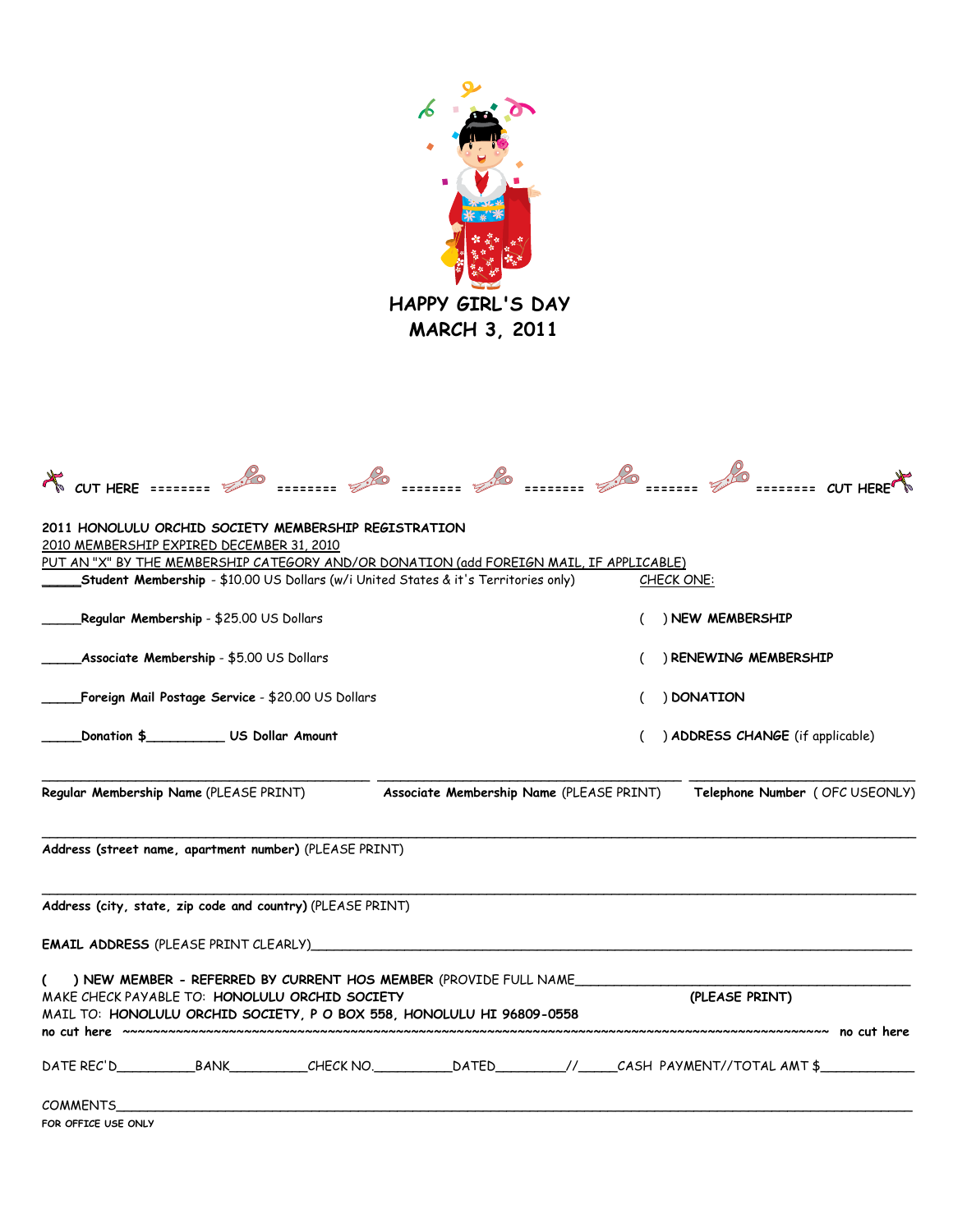**HAPPY GIRL'S DAY**
**MARCH 3, 2011**

CUT HERE ======== ======== ======== ======== ======= ======== CUT HERE

**2011 HONOLULU ORCHID SOCIETY MEMBERSHIP REGISTRATION**

2010 MEMBERSHIP EXPIRED DECEMBER 31, 2010

PUT AN "X" BY THE MEMBERSHIP CATEGORY AND/OR DONATION (add FOREIGN MAIL, IF APPLICABLE)

_____**Student Membership** - $10.00 US Dollars (w/i United States & it's Territories only)

_____**Regular Membership** - $25.00 US Dollars

_____**Associate Membership** - $5.00 US Dollars

_____**Foreign Mail Postage Service** - $20.00 US Dollars

_____**Donation $**__________ **US Dollar Amount**

CHECK ONE:

( ) **NEW MEMBERSHIP**

( ) **RENEWING MEMBERSHIP**

( ) **DONATION**

( ) **ADDRESS CHANGE** (if applicable)

______________________________ ______________________________ ______________________

**Regular Membership Name** (PLEASE PRINT) **Associate Membership Name** (PLEASE PRINT) **Telephone Number** ( OFC USEONLY)

______________________________________________________________________________

**Address (street name, apartment number)** (PLEASE PRINT)

______________________________________________________________________________

**Address (city, state, zip code and country)** (PLEASE PRINT)

**EMAIL ADDRESS** (PLEASE PRINT CLEARLY)______________________________________________________________

( ) **NEW MEMBER - REFERRED BY CURRENT HOS MEMBER** (PROVIDE FULL NAME____________________________________ **(PLEASE PRINT)**

MAKE CHECK PAYABLE TO: **HONOLULU ORCHID SOCIETY**

MAIL TO: **HONOLULU ORCHID SOCIETY, P O BOX 558, HONOLULU HI 96809-0558**

**no cut here** ~~~~~~~~~~~~~~~~~~~~~~~~~~~~~~~~~~~~~~~~~~~~~~~~~~~~~~~~~~~~~~~~~~~~~~~~~~~~~~~~~~~~~~~~ **no cut here**

DATE REC'D__________BANK__________CHECK NO.__________DATED_________//_____CASH PAYMENT//TOTAL AMT $____________

COMMENTS______________________________________________________________________________

**FOR OFFICE USE ONLY**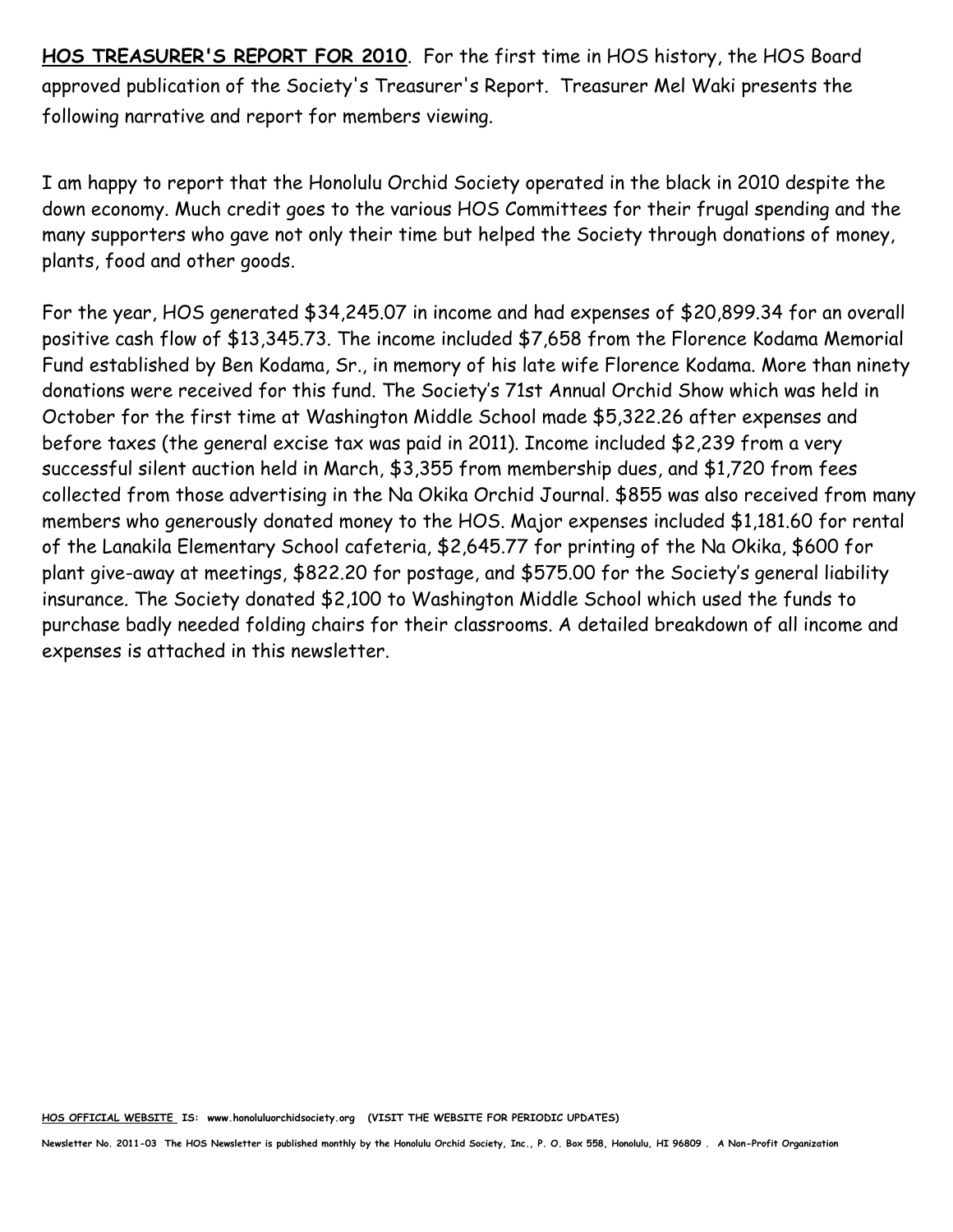**HOS TREASURER'S REPORT FOR 2010**. For the first time in HOS history, the HOS Board approved publication of the Society's Treasurer's Report. Treasurer Mel Waki presents the following narrative and report for members viewing.

I am happy to report that the Honolulu Orchid Society operated in the black in 2010 despite the down economy. Much credit goes to the various HOS Committees for their frugal spending and the many supporters who gave not only their time but helped the Society through donations of money, plants, food and other goods.

For the year, HOS generated $34,245.07 in income and had expenses of $20,899.34 for an overall positive cash flow of $13,345.73. The income included $7,658 from the Florence Kodama Memorial Fund established by Ben Kodama, Sr., in memory of his late wife Florence Kodama. More than ninety donations were received for this fund. The Society's 71st Annual Orchid Show which was held in October for the first time at Washington Middle School made $5,322.26 after expenses and before taxes (the general excise tax was paid in 2011). Income included $2,239 from a very successful silent auction held in March, $3,355 from membership dues, and $1,720 from fees collected from those advertising in the Na Okika Orchid Journal. $855 was also received from many members who generously donated money to the HOS. Major expenses included $1,181.60 for rental of the Lanakila Elementary School cafeteria, $2,645.77 for printing of the Na Okika, $600 for plant give-away at meetings, $822.20 for postage, and $575.00 for the Society's general liability insurance. The Society donated $2,100 to Washington Middle School which used the funds to purchase badly needed folding chairs for their classrooms. A detailed breakdown of all income and expenses is attached in this newsletter.

**HOS OFFICIAL WEBSITE IS: www.honoluluorchidsociety.org (VISIT THE WEBSITE FOR PERIODIC UPDATES)**

**Newsletter No. 2011-03 The HOS Newsletter is published monthly by the Honolulu Orchid Society, Inc., P. O. Box 558, Honolulu, HI 96809 . A Non-Profit Organization**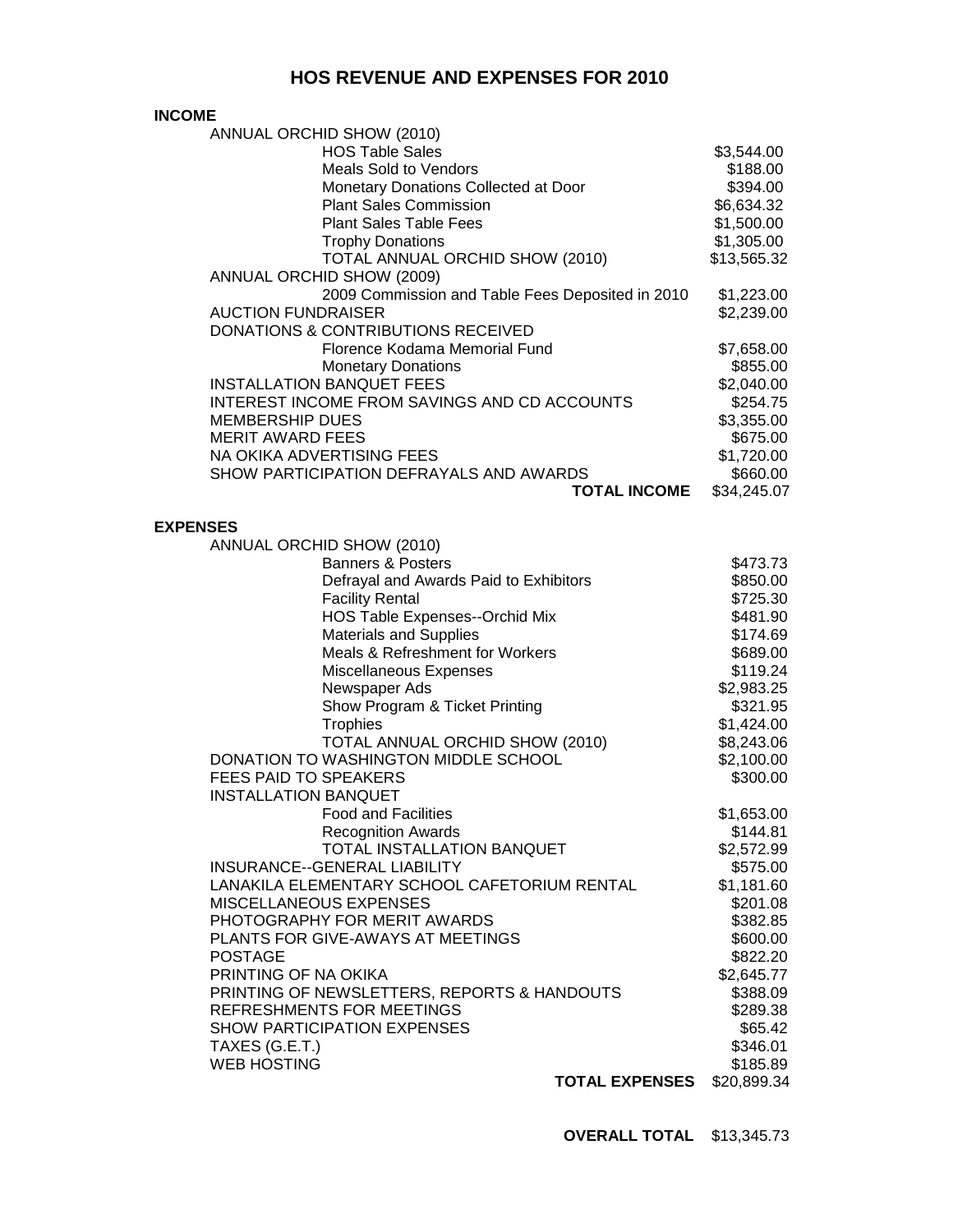# HOS REVENUE AND EXPENSES FOR 2010

| | |
|---|---|
| **INCOME** | |
| ANNUAL ORCHID SHOW (2010) | |
| HOS Table Sales | $3,544.00 |
| Meals Sold to Vendors | $188.00 |
| Monetary Donations Collected at Door | $394.00 |
| Plant Sales Commission | $6,634.32 |
| Plant Sales Table Fees | $1,500.00 |
| Trophy Donations | $1,305.00 |
| TOTAL ANNUAL ORCHID SHOW (2010) | $13,565.32 |
| ANNUAL ORCHID SHOW (2009) | |
| 2009 Commission and Table Fees Deposited in 2010 | $1,223.00 |
| AUCTION FUNDRAISER | $2,239.00 |
| DONATIONS & CONTRIBUTIONS RECEIVED | |
| Florence Kodama Memorial Fund | $7,658.00 |
| Monetary Donations | $855.00 |
| INSTALLATION BANQUET FEES | $2,040.00 |
| INTEREST INCOME FROM SAVINGS AND CD ACCOUNTS | $254.75 |
| MEMBERSHIP DUES | $3,355.00 |
| MERIT AWARD FEES | $675.00 |
| NA OKIKA ADVERTISING FEES | $1,720.00 |
| SHOW PARTICIPATION DEFRAYALS AND AWARDS | $660.00 |
| **TOTAL INCOME** | $34,245.07 |

| | |
|---|---|
| **EXPENSES** | |
| ANNUAL ORCHID SHOW (2010) | |
| Banners & Posters | $473.73 |
| Defrayal and Awards Paid to Exhibitors | $850.00 |
| Facility Rental | $725.30 |
| HOS Table Expenses--Orchid Mix | $481.90 |
| Materials and Supplies | $174.69 |
| Meals & Refreshment for Workers | $689.00 |
| Miscellaneous Expenses | $119.24 |
| Newspaper Ads | $2,983.25 |
| Show Program & Ticket Printing | $321.95 |
| Trophies | $1,424.00 |
| TOTAL ANNUAL ORCHID SHOW (2010) | $8,243.06 |
| DONATION TO WASHINGTON MIDDLE SCHOOL | $2,100.00 |
| FEES PAID TO SPEAKERS | $300.00 |
| INSTALLATION BANQUET | |
| Food and Facilities | $1,653.00 |
| Recognition Awards | $144.81 |
| TOTAL INSTALLATION BANQUET | $2,572.99 |
| INSURANCE--GENERAL LIABILITY | $575.00 |
| LANAKILA ELEMENTARY SCHOOL CAFETORIUM RENTAL | $1,181.60 |
| MISCELLANEOUS EXPENSES | $201.08 |
| PHOTOGRAPHY FOR MERIT AWARDS | $382.85 |
| PLANTS FOR GIVE-AWAYS AT MEETINGS | $600.00 |
| POSTAGE | $822.20 |
| PRINTING OF NA OKIKA | $2,645.77 |
| PRINTING OF NEWSLETTERS, REPORTS & HANDOUTS | $388.09 |
| REFRESHMENTS FOR MEETINGS | $289.38 |
| SHOW PARTICIPATION EXPENSES | $65.42 |
| TAXES (G.E.T.) | $346.01 |
| WEB HOSTING | $185.89 |
| **TOTAL EXPENSES** | $20,899.34 |

| | |
|---|---|
| **OVERALL TOTAL** | $13,345.73 |